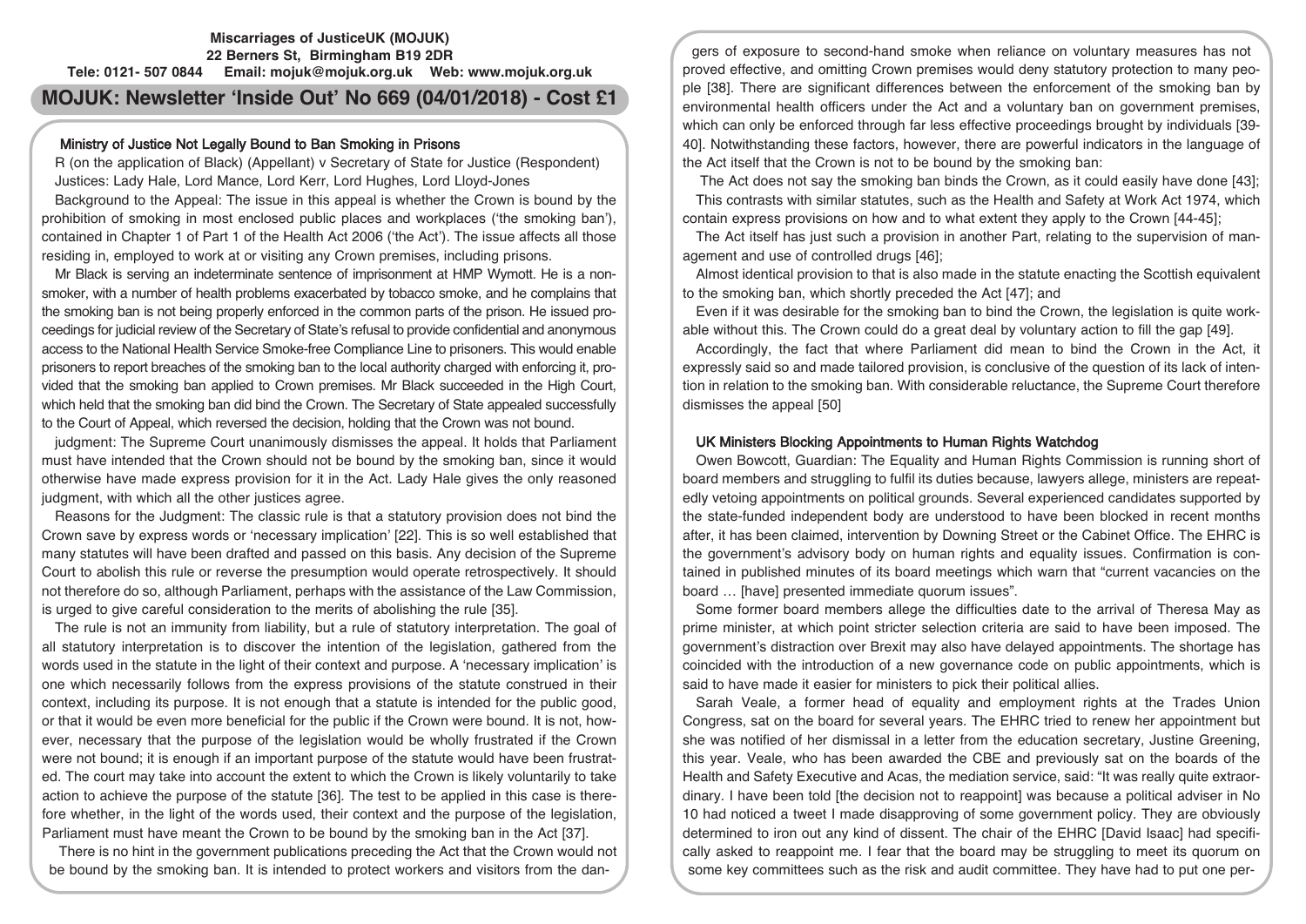**Miscarriages of JusticeUK (MOJUK)**
**22 Berners St, Birmingham B19 2DR**
**Tele: 0121- 507 0844 Email: mojuk@mojuk.org.uk Web: www.mojuk.org.uk**

# MOJUK: Newsletter 'Inside Out' No 669 (04/01/2018) - Cost £1

## Ministry of Justice Not Legally Bound to Ban Smoking in Prisons

R (on the application of Black) (Appellant) v Secretary of State for Justice (Respondent)
Justices: Lady Hale, Lord Mance, Lord Kerr, Lord Hughes, Lord Lloyd-Jones

Background to the Appeal: The issue in this appeal is whether the Crown is bound by the prohibition of smoking in most enclosed public places and workplaces ('the smoking ban'), contained in Chapter 1 of Part 1 of the Health Act 2006 ('the Act'). The issue affects all those residing in, employed to work at or visiting any Crown premises, including prisons.

Mr Black is serving an indeterminate sentence of imprisonment at HMP Wymott. He is a non-smoker, with a number of health problems exacerbated by tobacco smoke, and he complains that the smoking ban is not being properly enforced in the common parts of the prison. He issued proceedings for judicial review of the Secretary of State's refusal to provide confidential and anonymous access to the National Health Service Smoke-free Compliance Line to prisoners. This would enable prisoners to report breaches of the smoking ban to the local authority charged with enforcing it, provided that the smoking ban applied to Crown premises. Mr Black succeeded in the High Court, which held that the smoking ban did bind the Crown. The Secretary of State appealed successfully to the Court of Appeal, which reversed the decision, holding that the Crown was not bound.

judgment: The Supreme Court unanimously dismisses the appeal. It holds that Parliament must have intended that the Crown should not be bound by the smoking ban, since it would otherwise have made express provision for it in the Act. Lady Hale gives the only reasoned judgment, with which all the other justices agree.

Reasons for the Judgment: The classic rule is that a statutory provision does not bind the Crown save by express words or 'necessary implication' [22]. This is so well established that many statutes will have been drafted and passed on this basis. Any decision of the Supreme Court to abolish this rule or reverse the presumption would operate retrospectively. It should not therefore do so, although Parliament, perhaps with the assistance of the Law Commission, is urged to give careful consideration to the merits of abolishing the rule [35].

The rule is not an immunity from liability, but a rule of statutory interpretation. The goal of all statutory interpretation is to discover the intention of the legislation, gathered from the words used in the statute in the light of their context and purpose. A 'necessary implication' is one which necessarily follows from the express provisions of the statute construed in their context, including its purpose. It is not enough that a statute is intended for the public good, or that it would be even more beneficial for the public if the Crown were bound. It is not, however, necessary that the purpose of the legislation would be wholly frustrated if the Crown were not bound; it is enough if an important purpose of the statute would have been frustrated. The court may take into account the extent to which the Crown is likely voluntarily to take action to achieve the purpose of the statute [36]. The test to be applied in this case is therefore whether, in the light of the words used, their context and the purpose of the legislation, Parliament must have meant the Crown to be bound by the smoking ban in the Act [37].

There is no hint in the government publications preceding the Act that the Crown would not be bound by the smoking ban. It is intended to protect workers and visitors from the dangers of exposure to second-hand smoke when reliance on voluntary measures has not proved effective, and omitting Crown premises would deny statutory protection to many people [38]. There are significant differences between the enforcement of the smoking ban by environmental health officers under the Act and a voluntary ban on government premises, which can only be enforced through far less effective proceedings brought by individuals [39-40]. Notwithstanding these factors, however, there are powerful indicators in the language of the Act itself that the Crown is not to be bound by the smoking ban:

The Act does not say the smoking ban binds the Crown, as it could easily have done [43];

This contrasts with similar statutes, such as the Health and Safety at Work Act 1974, which contain express provisions on how and to what extent they apply to the Crown [44-45];

The Act itself has just such a provision in another Part, relating to the supervision of management and use of controlled drugs [46];

Almost identical provision to that is also made in the statute enacting the Scottish equivalent to the smoking ban, which shortly preceded the Act [47]; and

Even if it was desirable for the smoking ban to bind the Crown, the legislation is quite workable without this. The Crown could do a great deal by voluntary action to fill the gap [49].

Accordingly, the fact that where Parliament did mean to bind the Crown in the Act, it expressly said so and made tailored provision, is conclusive of the question of its lack of intention in relation to the smoking ban. With considerable reluctance, the Supreme Court therefore dismisses the appeal [50]

## UK Ministers Blocking Appointments to Human Rights Watchdog

Owen Bowcott, Guardian: The Equality and Human Rights Commission is running short of board members and struggling to fulfil its duties because, lawyers allege, ministers are repeatedly vetoing appointments on political grounds. Several experienced candidates supported by the state-funded independent body are understood to have been blocked in recent months after, it has been claimed, intervention by Downing Street or the Cabinet Office. The EHRC is the government's advisory body on human rights and equality issues. Confirmation is contained in published minutes of its board meetings which warn that "current vacancies on the board … [have] presented immediate quorum issues".

Some former board members allege the difficulties date to the arrival of Theresa May as prime minister, at which point stricter selection criteria are said to have been imposed. The government's distraction over Brexit may also have delayed appointments. The shortage has coincided with the introduction of a new governance code on public appointments, which is said to have made it easier for ministers to pick their political allies.

Sarah Veale, a former head of equality and employment rights at the Trades Union Congress, sat on the board for several years. The EHRC tried to renew her appointment but she was notified of her dismissal in a letter from the education secretary, Justine Greening, this year. Veale, who has been awarded the CBE and previously sat on the boards of the Health and Safety Executive and Acas, the mediation service, said: "It was really quite extraordinary. I have been told [the decision not to reappoint] was because a political adviser in No 10 had noticed a tweet I made disapproving of some government policy. They are obviously determined to iron out any kind of dissent. The chair of the EHRC [David Isaac] had specifically asked to reappoint me. I fear that the board may be struggling to meet its quorum on some key committees such as the risk and audit committee. They have had to put one per-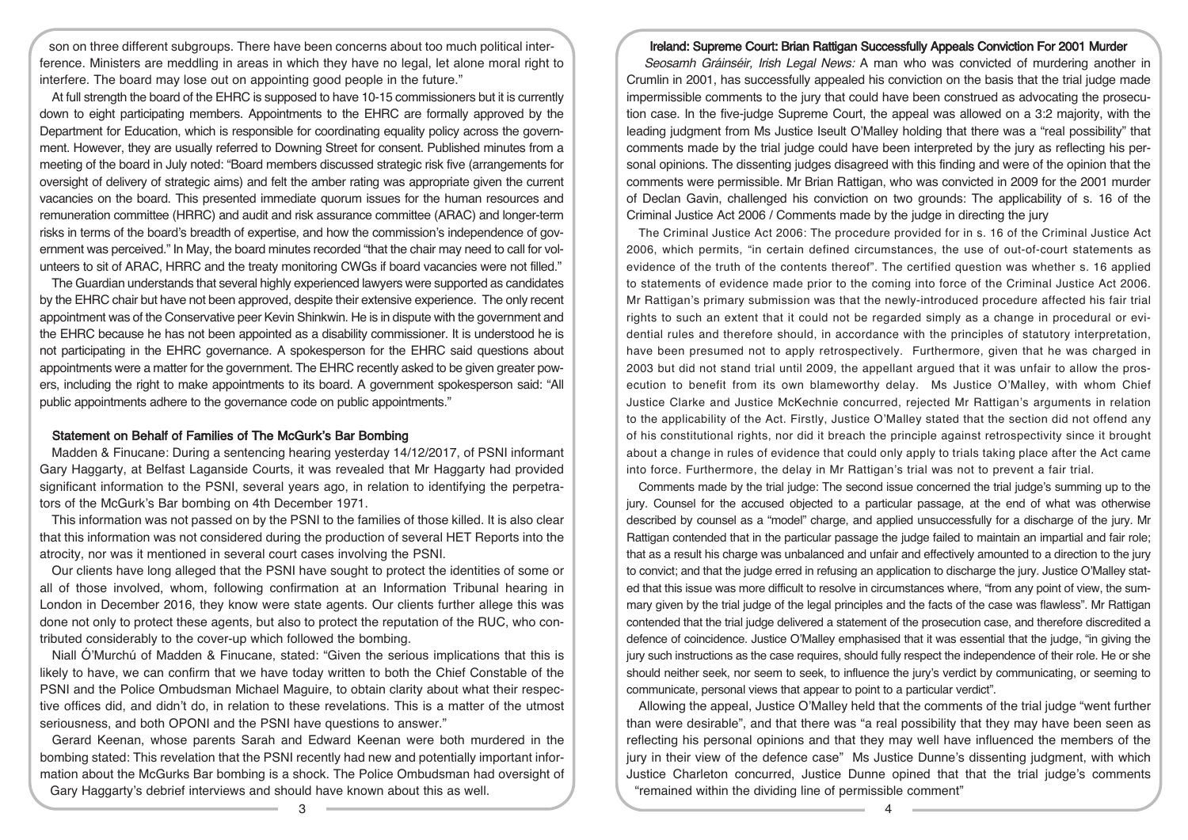son on three different subgroups. There have been concerns about too much political interference. Ministers are meddling in areas in which they have no legal, let alone moral right to interfere. The board may lose out on appointing good people in the future."

At full strength the board of the EHRC is supposed to have 10-15 commissioners but it is currently down to eight participating members. Appointments to the EHRC are formally approved by the Department for Education, which is responsible for coordinating equality policy across the government. However, they are usually referred to Downing Street for consent. Published minutes from a meeting of the board in July noted: "Board members discussed strategic risk five (arrangements for oversight of delivery of strategic aims) and felt the amber rating was appropriate given the current vacancies on the board. This presented immediate quorum issues for the human resources and remuneration committee (HRRC) and audit and risk assurance committee (ARAC) and longer-term risks in terms of the board's breadth of expertise, and how the commission's independence of government was perceived." In May, the board minutes recorded "that the chair may need to call for volunteers to sit of ARAC, HRRC and the treaty monitoring CWGs if board vacancies were not filled."

The Guardian understands that several highly experienced lawyers were supported as candidates by the EHRC chair but have not been approved, despite their extensive experience. The only recent appointment was of the Conservative peer Kevin Shinkwin. He is in dispute with the government and the EHRC because he has not been appointed as a disability commissioner. It is understood he is not participating in the EHRC governance. A spokesperson for the EHRC said questions about appointments were a matter for the government. The EHRC recently asked to be given greater powers, including the right to make appointments to its board. A government spokesperson said: "All public appointments adhere to the governance code on public appointments."

### Statement on Behalf of Families of The McGurk's Bar Bombing

Madden & Finucane: During a sentencing hearing yesterday 14/12/2017, of PSNI informant Gary Haggarty, at Belfast Laganside Courts, it was revealed that Mr Haggarty had provided significant information to the PSNI, several years ago, in relation to identifying the perpetrators of the McGurk's Bar bombing on 4th December 1971.

This information was not passed on by the PSNI to the families of those killed. It is also clear that this information was not considered during the production of several HET Reports into the atrocity, nor was it mentioned in several court cases involving the PSNI.

Our clients have long alleged that the PSNI have sought to protect the identities of some or all of those involved, whom, following confirmation at an Information Tribunal hearing in London in December 2016, they know were state agents. Our clients further allege this was done not only to protect these agents, but also to protect the reputation of the RUC, who contributed considerably to the cover-up which followed the bombing.

Niall Ó'Murchú of Madden & Finucane, stated: "Given the serious implications that this is likely to have, we can confirm that we have today written to both the Chief Constable of the PSNI and the Police Ombudsman Michael Maguire, to obtain clarity about what their respective offices did, and didn't do, in relation to these revelations. This is a matter of the utmost seriousness, and both OPONI and the PSNI have questions to answer."

Gerard Keenan, whose parents Sarah and Edward Keenan were both murdered in the bombing stated: This revelation that the PSNI recently had new and potentially important information about the McGurks Bar bombing is a shock. The Police Ombudsman had oversight of Gary Haggarty's debrief interviews and should have known about this as well.

### Ireland: Supreme Court: Brian Rattigan Successfully Appeals Conviction For 2001 Murder

*Seosamh Gráinséir, Irish Legal News:* A man who was convicted of murdering another in Crumlin in 2001, has successfully appealed his conviction on the basis that the trial judge made impermissible comments to the jury that could have been construed as advocating the prosecution case. In the five-judge Supreme Court, the appeal was allowed on a 3:2 majority, with the leading judgment from Ms Justice Iseult O'Malley holding that there was a "real possibility" that comments made by the trial judge could have been interpreted by the jury as reflecting his personal opinions. The dissenting judges disagreed with this finding and were of the opinion that the comments were permissible. Mr Brian Rattigan, who was convicted in 2009 for the 2001 murder of Declan Gavin, challenged his conviction on two grounds: The applicability of s. 16 of the Criminal Justice Act 2006 / Comments made by the judge in directing the jury

The Criminal Justice Act 2006: The procedure provided for in s. 16 of the Criminal Justice Act 2006, which permits, "in certain defined circumstances, the use of out-of-court statements as evidence of the truth of the contents thereof". The certified question was whether s. 16 applied to statements of evidence made prior to the coming into force of the Criminal Justice Act 2006. Mr Rattigan's primary submission was that the newly-introduced procedure affected his fair trial rights to such an extent that it could not be regarded simply as a change in procedural or evidential rules and therefore should, in accordance with the principles of statutory interpretation, have been presumed not to apply retrospectively. Furthermore, given that he was charged in 2003 but did not stand trial until 2009, the appellant argued that it was unfair to allow the prosecution to benefit from its own blameworthy delay. Ms Justice O'Malley, with whom Chief Justice Clarke and Justice McKechnie concurred, rejected Mr Rattigan's arguments in relation to the applicability of the Act. Firstly, Justice O'Malley stated that the section did not offend any of his constitutional rights, nor did it breach the principle against retrospectivity since it brought about a change in rules of evidence that could only apply to trials taking place after the Act came into force. Furthermore, the delay in Mr Rattigan's trial was not to prevent a fair trial.

Comments made by the trial judge: The second issue concerned the trial judge's summing up to the jury. Counsel for the accused objected to a particular passage, at the end of what was otherwise described by counsel as a "model" charge, and applied unsuccessfully for a discharge of the jury. Mr Rattigan contended that in the particular passage the judge failed to maintain an impartial and fair role; that as a result his charge was unbalanced and unfair and effectively amounted to a direction to the jury to convict; and that the judge erred in refusing an application to discharge the jury. Justice O'Malley stated that this issue was more difficult to resolve in circumstances where, "from any point of view, the summary given by the trial judge of the legal principles and the facts of the case was flawless". Mr Rattigan contended that the trial judge delivered a statement of the prosecution case, and therefore discredited a defence of coincidence. Justice O'Malley emphasised that it was essential that the judge, "in giving the jury such instructions as the case requires, should fully respect the independence of their role. He or she should neither seek, nor seem to seek, to influence the jury's verdict by communicating, or seeming to communicate, personal views that appear to point to a particular verdict".

Allowing the appeal, Justice O'Malley held that the comments of the trial judge "went further than were desirable", and that there was "a real possibility that they may have been seen as reflecting his personal opinions and that they may well have influenced the members of the jury in their view of the defence case" Ms Justice Dunne's dissenting judgment, with which Justice Charleton concurred, Justice Dunne opined that that the trial judge's comments "remained within the dividing line of permissible comment"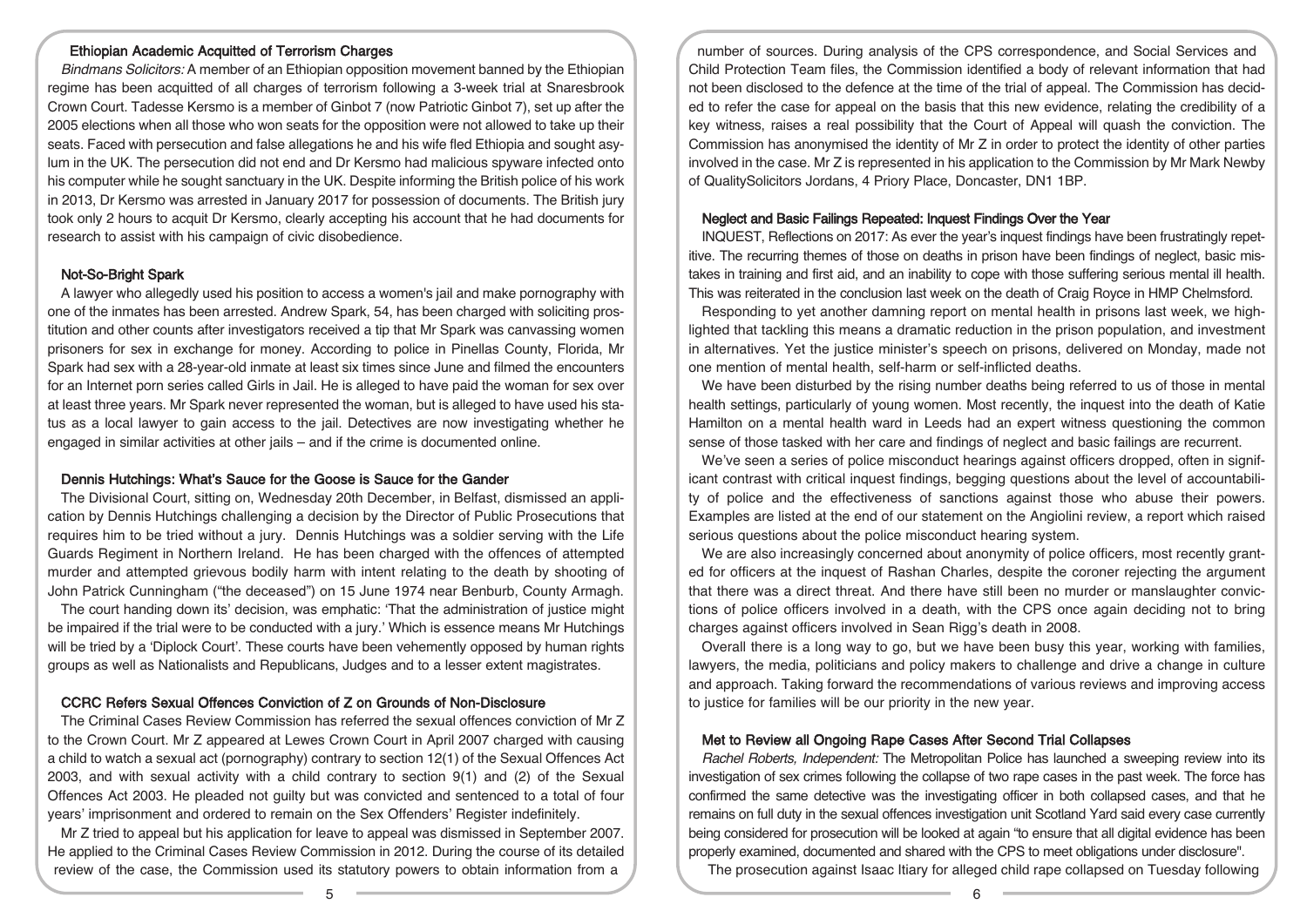### Ethiopian Academic Acquitted of Terrorism Charges

*Bindmans Solicitors:* A member of an Ethiopian opposition movement banned by the Ethiopian regime has been acquitted of all charges of terrorism following a 3-week trial at Snaresbrook Crown Court. Tadesse Kersmo is a member of Ginbot 7 (now Patriotic Ginbot 7), set up after the 2005 elections when all those who won seats for the opposition were not allowed to take up their seats. Faced with persecution and false allegations he and his wife fled Ethiopia and sought asylum in the UK. The persecution did not end and Dr Kersmo had malicious spyware infected onto his computer while he sought sanctuary in the UK. Despite informing the British police of his work in 2013, Dr Kersmo was arrested in January 2017 for possession of documents. The British jury took only 2 hours to acquit Dr Kersmo, clearly accepting his account that he had documents for research to assist with his campaign of civic disobedience.

### Not-So-Bright Spark

A lawyer who allegedly used his position to access a women's jail and make pornography with one of the inmates has been arrested. Andrew Spark, 54, has been charged with soliciting prostitution and other counts after investigators received a tip that Mr Spark was canvassing women prisoners for sex in exchange for money. According to police in Pinellas County, Florida, Mr Spark had sex with a 28-year-old inmate at least six times since June and filmed the encounters for an Internet porn series called Girls in Jail. He is alleged to have paid the woman for sex over at least three years. Mr Spark never represented the woman, but is alleged to have used his status as a local lawyer to gain access to the jail. Detectives are now investigating whether he engaged in similar activities at other jails – and if the crime is documented online.

### Dennis Hutchings: What's Sauce for the Goose is Sauce for the Gander

The Divisional Court, sitting on, Wednesday 20th December, in Belfast, dismissed an application by Dennis Hutchings challenging a decision by the Director of Public Prosecutions that requires him to be tried without a jury. Dennis Hutchings was a soldier serving with the Life Guards Regiment in Northern Ireland. He has been charged with the offences of attempted murder and attempted grievous bodily harm with intent relating to the death by shooting of John Patrick Cunningham ("the deceased") on 15 June 1974 near Benburb, County Armagh.

The court handing down its' decision, was emphatic: 'That the administration of justice might be impaired if the trial were to be conducted with a jury.' Which is essence means Mr Hutchings will be tried by a 'Diplock Court'. These courts have been vehemently opposed by human rights groups as well as Nationalists and Republicans, Judges and to a lesser extent magistrates.

### CCRC Refers Sexual Offences Conviction of Z on Grounds of Non-Disclosure

The Criminal Cases Review Commission has referred the sexual offences conviction of Mr Z to the Crown Court. Mr Z appeared at Lewes Crown Court in April 2007 charged with causing a child to watch a sexual act (pornography) contrary to section 12(1) of the Sexual Offences Act 2003, and with sexual activity with a child contrary to section 9(1) and (2) of the Sexual Offences Act 2003. He pleaded not guilty but was convicted and sentenced to a total of four years' imprisonment and ordered to remain on the Sex Offenders' Register indefinitely.

Mr Z tried to appeal but his application for leave to appeal was dismissed in September 2007. He applied to the Criminal Cases Review Commission in 2012. During the course of its detailed review of the case, the Commission used its statutory powers to obtain information from a number of sources. During analysis of the CPS correspondence, and Social Services and Child Protection Team files, the Commission identified a body of relevant information that had not been disclosed to the defence at the time of the trial of appeal. The Commission has decided to refer the case for appeal on the basis that this new evidence, relating the credibility of a key witness, raises a real possibility that the Court of Appeal will quash the conviction. The Commission has anonymised the identity of Mr Z in order to protect the identity of other parties involved in the case. Mr Z is represented in his application to the Commission by Mr Mark Newby of QualitySolicitors Jordans, 4 Priory Place, Doncaster, DN1 1BP.

### Neglect and Basic Failings Repeated: Inquest Findings Over the Year

INQUEST, Reflections on 2017: As ever the year's inquest findings have been frustratingly repetitive. The recurring themes of those on deaths in prison have been findings of neglect, basic mistakes in training and first aid, and an inability to cope with those suffering serious mental ill health. This was reiterated in the conclusion last week on the death of Craig Royce in HMP Chelmsford.

Responding to yet another damning report on mental health in prisons last week, we highlighted that tackling this means a dramatic reduction in the prison population, and investment in alternatives. Yet the justice minister's speech on prisons, delivered on Monday, made not one mention of mental health, self-harm or self-inflicted deaths.

We have been disturbed by the rising number deaths being referred to us of those in mental health settings, particularly of young women. Most recently, the inquest into the death of Katie Hamilton on a mental health ward in Leeds had an expert witness questioning the common sense of those tasked with her care and findings of neglect and basic failings are recurrent.

We've seen a series of police misconduct hearings against officers dropped, often in significant contrast with critical inquest findings, begging questions about the level of accountability of police and the effectiveness of sanctions against those who abuse their powers. Examples are listed at the end of our statement on the Angiolini review, a report which raised serious questions about the police misconduct hearing system.

We are also increasingly concerned about anonymity of police officers, most recently granted for officers at the inquest of Rashan Charles, despite the coroner rejecting the argument that there was a direct threat. And there have still been no murder or manslaughter convictions of police officers involved in a death, with the CPS once again deciding not to bring charges against officers involved in Sean Rigg's death in 2008.

Overall there is a long way to go, but we have been busy this year, working with families, lawyers, the media, politicians and policy makers to challenge and drive a change in culture and approach. Taking forward the recommendations of various reviews and improving access to justice for families will be our priority in the new year.

### Met to Review all Ongoing Rape Cases After Second Trial Collapses

*Rachel Roberts, Independent:* The Metropolitan Police has launched a sweeping review into its investigation of sex crimes following the collapse of two rape cases in the past week. The force has confirmed the same detective was the investigating officer in both collapsed cases, and that he remains on full duty in the sexual offences investigation unit Scotland Yard said every case currently being considered for prosecution will be looked at again "to ensure that all digital evidence has been properly examined, documented and shared with the CPS to meet obligations under disclosure".

The prosecution against Isaac Itiary for alleged child rape collapsed on Tuesday following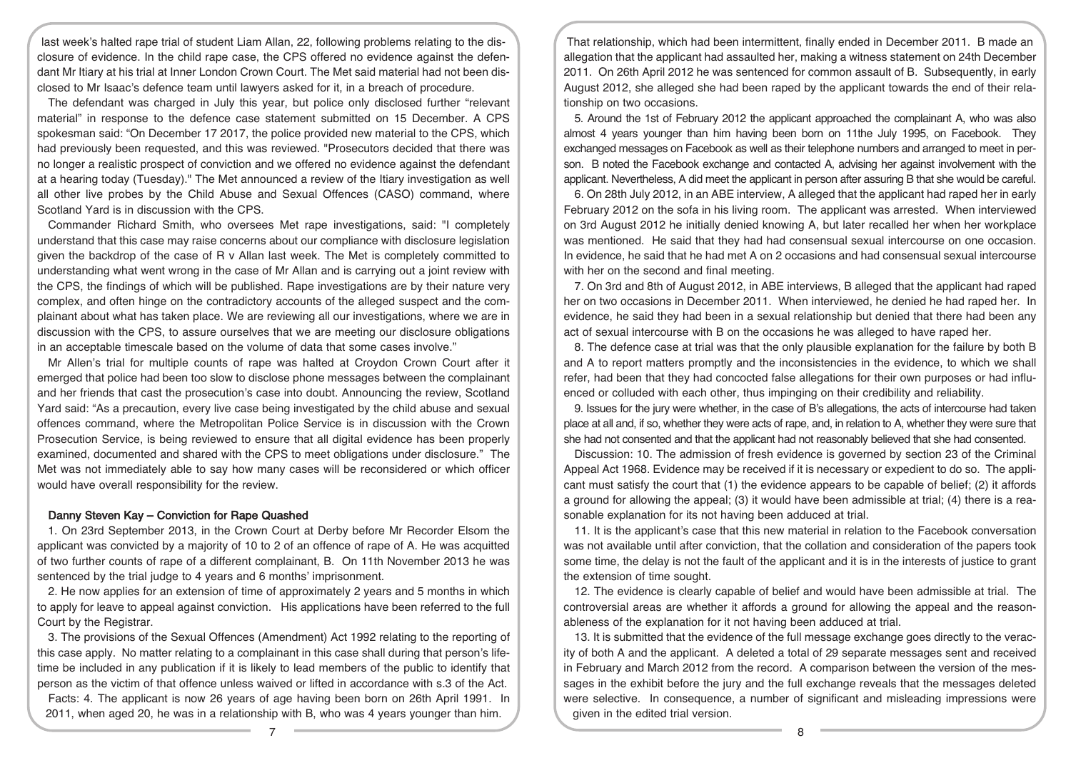last week's halted rape trial of student Liam Allan, 22, following problems relating to the disclosure of evidence. In the child rape case, the CPS offered no evidence against the defendant Mr Itiary at his trial at Inner London Crown Court. The Met said material had not been disclosed to Mr Isaac's defence team until lawyers asked for it, in a breach of procedure.

The defendant was charged in July this year, but police only disclosed further "relevant material" in response to the defence case statement submitted on 15 December. A CPS spokesman said: "On December 17 2017, the police provided new material to the CPS, which had previously been requested, and this was reviewed. "Prosecutors decided that there was no longer a realistic prospect of conviction and we offered no evidence against the defendant at a hearing today (Tuesday)." The Met announced a review of the Itiary investigation as well all other live probes by the Child Abuse and Sexual Offences (CASO) command, where Scotland Yard is in discussion with the CPS.

Commander Richard Smith, who oversees Met rape investigations, said: "I completely understand that this case may raise concerns about our compliance with disclosure legislation given the backdrop of the case of R v Allan last week. The Met is completely committed to understanding what went wrong in the case of Mr Allan and is carrying out a joint review with the CPS, the findings of which will be published. Rape investigations are by their nature very complex, and often hinge on the contradictory accounts of the alleged suspect and the complainant about what has taken place. We are reviewing all our investigations, where we are in discussion with the CPS, to assure ourselves that we are meeting our disclosure obligations in an acceptable timescale based on the volume of data that some cases involve."

Mr Allen's trial for multiple counts of rape was halted at Croydon Crown Court after it emerged that police had been too slow to disclose phone messages between the complainant and her friends that cast the prosecution's case into doubt. Announcing the review, Scotland Yard said: "As a precaution, every live case being investigated by the child abuse and sexual offences command, where the Metropolitan Police Service is in discussion with the Crown Prosecution Service, is being reviewed to ensure that all digital evidence has been properly examined, documented and shared with the CPS to meet obligations under disclosure." The Met was not immediately able to say how many cases will be reconsidered or which officer would have overall responsibility for the review.

## Danny Steven Kay – Conviction for Rape Quashed

1. On 23rd September 2013, in the Crown Court at Derby before Mr Recorder Elsom the applicant was convicted by a majority of 10 to 2 of an offence of rape of A. He was acquitted of two further counts of rape of a different complainant, B. On 11th November 2013 he was sentenced by the trial judge to 4 years and 6 months' imprisonment.

2. He now applies for an extension of time of approximately 2 years and 5 months in which to apply for leave to appeal against conviction. His applications have been referred to the full Court by the Registrar.

3. The provisions of the Sexual Offences (Amendment) Act 1992 relating to the reporting of this case apply. No matter relating to a complainant in this case shall during that person's lifetime be included in any publication if it is likely to lead members of the public to identify that person as the victim of that offence unless waived or lifted in accordance with s.3 of the Act.

Facts: 4. The applicant is now 26 years of age having been born on 26th April 1991. In 2011, when aged 20, he was in a relationship with B, who was 4 years younger than him. That relationship, which had been intermittent, finally ended in December 2011. B made an allegation that the applicant had assaulted her, making a witness statement on 24th December 2011. On 26th April 2012 he was sentenced for common assault of B. Subsequently, in early August 2012, she alleged she had been raped by the applicant towards the end of their relationship on two occasions.

5. Around the 1st of February 2012 the applicant approached the complainant A, who was also almost 4 years younger than him having been born on 11the July 1995, on Facebook. They exchanged messages on Facebook as well as their telephone numbers and arranged to meet in person. B noted the Facebook exchange and contacted A, advising her against involvement with the applicant. Nevertheless, A did meet the applicant in person after assuring B that she would be careful.

6. On 28th July 2012, in an ABE interview, A alleged that the applicant had raped her in early February 2012 on the sofa in his living room. The applicant was arrested. When interviewed on 3rd August 2012 he initially denied knowing A, but later recalled her when her workplace was mentioned. He said that they had had consensual sexual intercourse on one occasion. In evidence, he said that he had met A on 2 occasions and had consensual sexual intercourse with her on the second and final meeting.

7. On 3rd and 8th of August 2012, in ABE interviews, B alleged that the applicant had raped her on two occasions in December 2011. When interviewed, he denied he had raped her. In evidence, he said they had been in a sexual relationship but denied that there had been any act of sexual intercourse with B on the occasions he was alleged to have raped her.

8. The defence case at trial was that the only plausible explanation for the failure by both B and A to report matters promptly and the inconsistencies in the evidence, to which we shall refer, had been that they had concocted false allegations for their own purposes or had influenced or colluded with each other, thus impinging on their credibility and reliability.

9. Issues for the jury were whether, in the case of B's allegations, the acts of intercourse had taken place at all and, if so, whether they were acts of rape, and, in relation to A, whether they were sure that she had not consented and that the applicant had not reasonably believed that she had consented.

Discussion: 10. The admission of fresh evidence is governed by section 23 of the Criminal Appeal Act 1968. Evidence may be received if it is necessary or expedient to do so. The applicant must satisfy the court that (1) the evidence appears to be capable of belief; (2) it affords a ground for allowing the appeal; (3) it would have been admissible at trial; (4) there is a reasonable explanation for its not having been adduced at trial.

11. It is the applicant's case that this new material in relation to the Facebook conversation was not available until after conviction, that the collation and consideration of the papers took some time, the delay is not the fault of the applicant and it is in the interests of justice to grant the extension of time sought.

12. The evidence is clearly capable of belief and would have been admissible at trial. The controversial areas are whether it affords a ground for allowing the appeal and the reasonableness of the explanation for it not having been adduced at trial.

13. It is submitted that the evidence of the full message exchange goes directly to the veracity of both A and the applicant. A deleted a total of 29 separate messages sent and received in February and March 2012 from the record. A comparison between the version of the messages in the exhibit before the jury and the full exchange reveals that the messages deleted were selective. In consequence, a number of significant and misleading impressions were given in the edited trial version.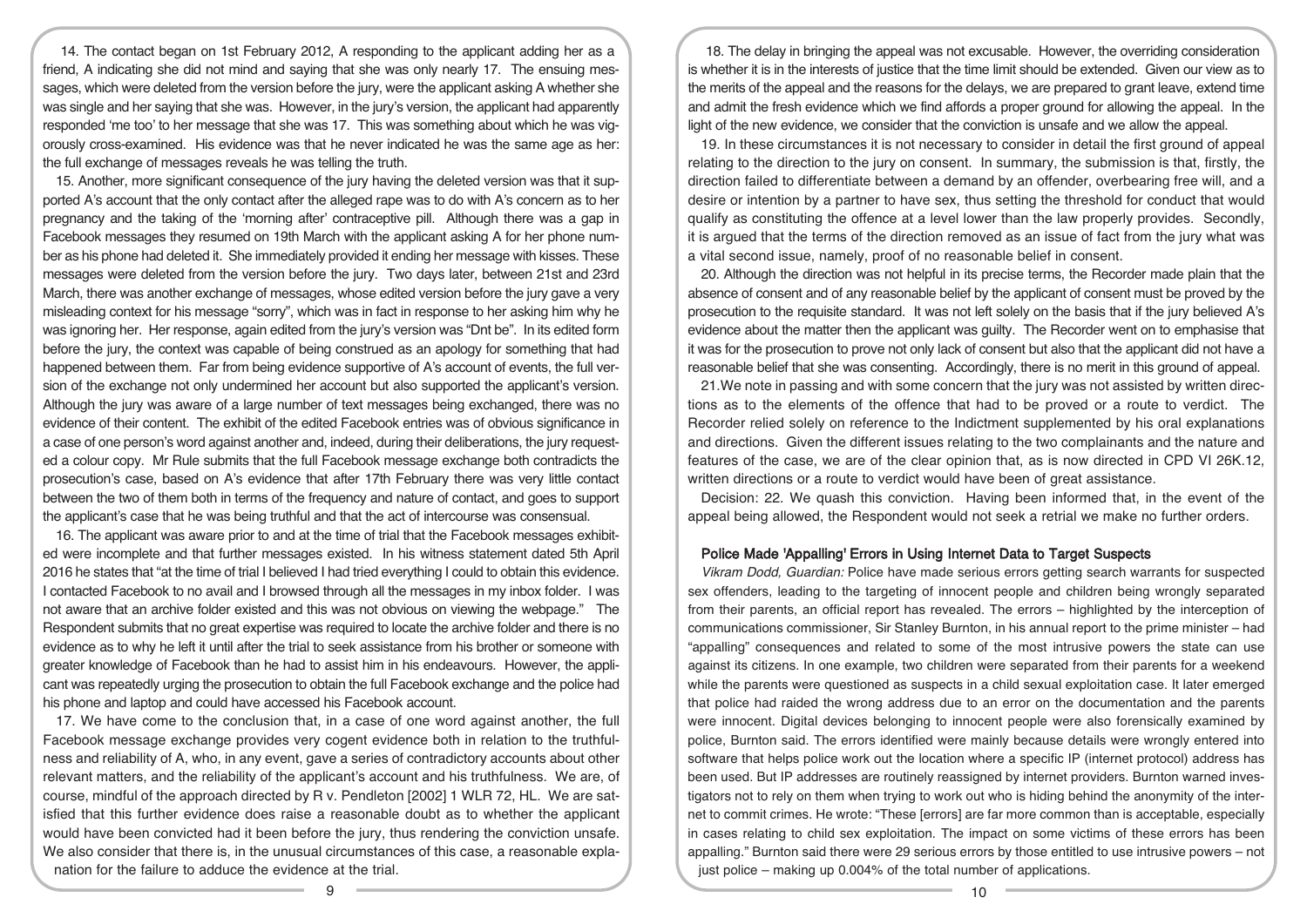14. The contact began on 1st February 2012, A responding to the applicant adding her as a friend, A indicating she did not mind and saying that she was only nearly 17. The ensuing messages, which were deleted from the version before the jury, were the applicant asking A whether she was single and her saying that she was. However, in the jury's version, the applicant had apparently responded 'me too' to her message that she was 17. This was something about which he was vigorously cross-examined. His evidence was that he never indicated he was the same age as her: the full exchange of messages reveals he was telling the truth.

15. Another, more significant consequence of the jury having the deleted version was that it supported A's account that the only contact after the alleged rape was to do with A's concern as to her pregnancy and the taking of the 'morning after' contraceptive pill. Although there was a gap in Facebook messages they resumed on 19th March with the applicant asking A for her phone number as his phone had deleted it. She immediately provided it ending her message with kisses. These messages were deleted from the version before the jury. Two days later, between 21st and 23rd March, there was another exchange of messages, whose edited version before the jury gave a very misleading context for his message "sorry", which was in fact in response to her asking him why he was ignoring her. Her response, again edited from the jury's version was "Dnt be". In its edited form before the jury, the context was capable of being construed as an apology for something that had happened between them. Far from being evidence supportive of A's account of events, the full version of the exchange not only undermined her account but also supported the applicant's version. Although the jury was aware of a large number of text messages being exchanged, there was no evidence of their content. The exhibit of the edited Facebook entries was of obvious significance in a case of one person's word against another and, indeed, during their deliberations, the jury requested a colour copy. Mr Rule submits that the full Facebook message exchange both contradicts the prosecution's case, based on A's evidence that after 17th February there was very little contact between the two of them both in terms of the frequency and nature of contact, and goes to support the applicant's case that he was being truthful and that the act of intercourse was consensual.

16. The applicant was aware prior to and at the time of trial that the Facebook messages exhibited were incomplete and that further messages existed. In his witness statement dated 5th April 2016 he states that "at the time of trial I believed I had tried everything I could to obtain this evidence. I contacted Facebook to no avail and I browsed through all the messages in my inbox folder. I was not aware that an archive folder existed and this was not obvious on viewing the webpage." The Respondent submits that no great expertise was required to locate the archive folder and there is no evidence as to why he left it until after the trial to seek assistance from his brother or someone with greater knowledge of Facebook than he had to assist him in his endeavours. However, the applicant was repeatedly urging the prosecution to obtain the full Facebook exchange and the police had his phone and laptop and could have accessed his Facebook account.

17. We have come to the conclusion that, in a case of one word against another, the full Facebook message exchange provides very cogent evidence both in relation to the truthfulness and reliability of A, who, in any event, gave a series of contradictory accounts about other relevant matters, and the reliability of the applicant's account and his truthfulness. We are, of course, mindful of the approach directed by R v. Pendleton [2002] 1 WLR 72, HL. We are satisfied that this further evidence does raise a reasonable doubt as to whether the applicant would have been convicted had it been before the jury, thus rendering the conviction unsafe. We also consider that there is, in the unusual circumstances of this case, a reasonable explanation for the failure to adduce the evidence at the trial.

18. The delay in bringing the appeal was not excusable. However, the overriding consideration is whether it is in the interests of justice that the time limit should be extended. Given our view as to the merits of the appeal and the reasons for the delays, we are prepared to grant leave, extend time and admit the fresh evidence which we find affords a proper ground for allowing the appeal. In the light of the new evidence, we consider that the conviction is unsafe and we allow the appeal.

19. In these circumstances it is not necessary to consider in detail the first ground of appeal relating to the direction to the jury on consent. In summary, the submission is that, firstly, the direction failed to differentiate between a demand by an offender, overbearing free will, and a desire or intention by a partner to have sex, thus setting the threshold for conduct that would qualify as constituting the offence at a level lower than the law properly provides. Secondly, it is argued that the terms of the direction removed as an issue of fact from the jury what was a vital second issue, namely, proof of no reasonable belief in consent.

20. Although the direction was not helpful in its precise terms, the Recorder made plain that the absence of consent and of any reasonable belief by the applicant of consent must be proved by the prosecution to the requisite standard. It was not left solely on the basis that if the jury believed A's evidence about the matter then the applicant was guilty. The Recorder went on to emphasise that it was for the prosecution to prove not only lack of consent but also that the applicant did not have a reasonable belief that she was consenting. Accordingly, there is no merit in this ground of appeal.

21. We note in passing and with some concern that the jury was not assisted by written directions as to the elements of the offence that had to be proved or a route to verdict. The Recorder relied solely on reference to the Indictment supplemented by his oral explanations and directions. Given the different issues relating to the two complainants and the nature and features of the case, we are of the clear opinion that, as is now directed in CPD VI 26K.12, written directions or a route to verdict would have been of great assistance.

Decision: 22. We quash this conviction. Having been informed that, in the event of the appeal being allowed, the Respondent would not seek a retrial we make no further orders.

### Police Made 'Appalling' Errors in Using Internet Data to Target Suspects

*Vikram Dodd, Guardian:* Police have made serious errors getting search warrants for suspected sex offenders, leading to the targeting of innocent people and children being wrongly separated from their parents, an official report has revealed. The errors – highlighted by the interception of communications commissioner, Sir Stanley Burnton, in his annual report to the prime minister – had "appalling" consequences and related to some of the most intrusive powers the state can use against its citizens. In one example, two children were separated from their parents for a weekend while the parents were questioned as suspects in a child sexual exploitation case. It later emerged that police had raided the wrong address due to an error on the documentation and the parents were innocent. Digital devices belonging to innocent people were also forensically examined by police, Burnton said. The errors identified were mainly because details were wrongly entered into software that helps police work out the location where a specific IP (internet protocol) address has been used. But IP addresses are routinely reassigned by internet providers. Burnton warned investigators not to rely on them when trying to work out who is hiding behind the anonymity of the internet to commit crimes. He wrote: "These [errors] are far more common than is acceptable, especially in cases relating to child sex exploitation. The impact on some victims of these errors has been appalling." Burnton said there were 29 serious errors by those entitled to use intrusive powers – not just police – making up 0.004% of the total number of applications.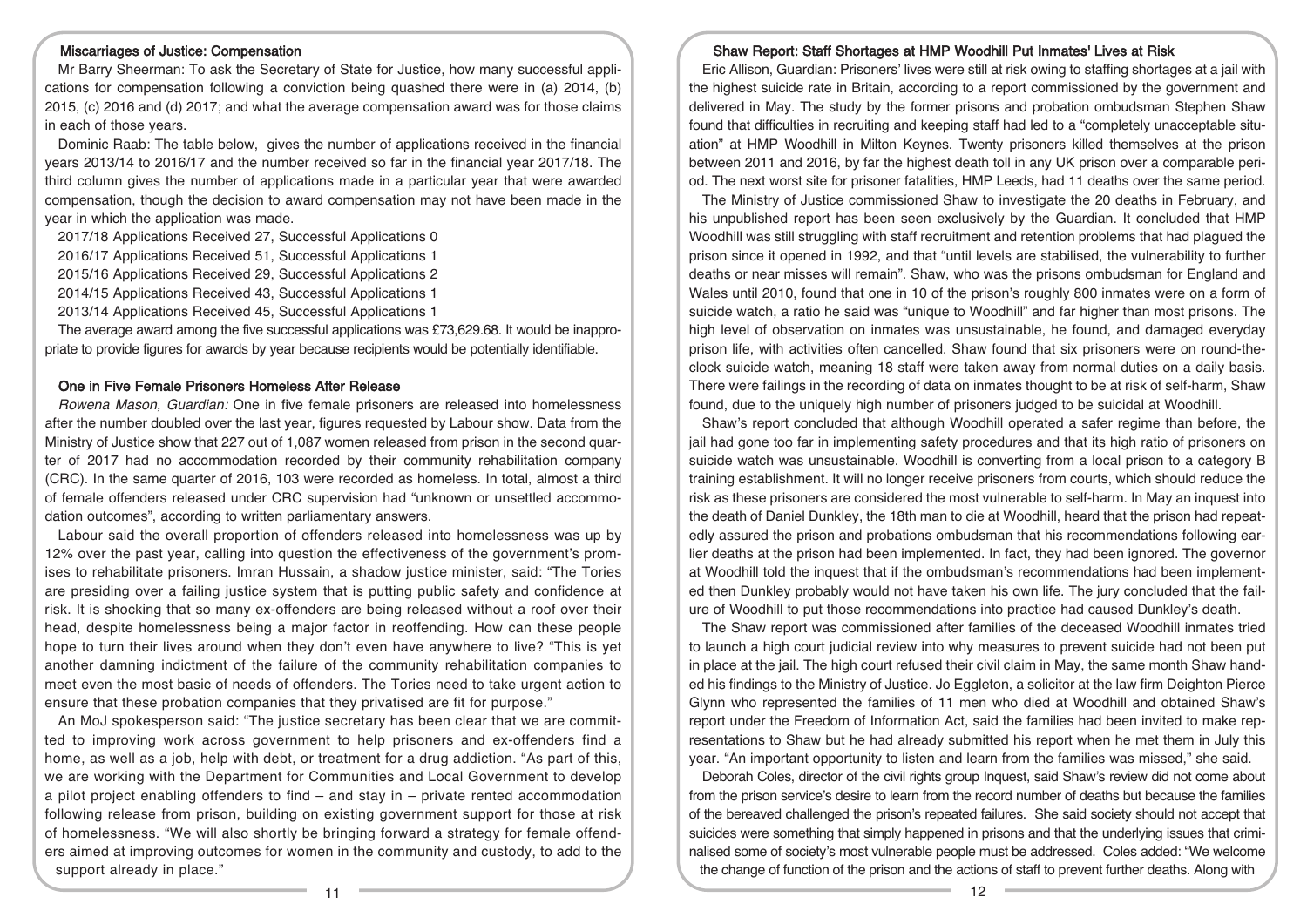### Miscarriages of Justice: Compensation

Mr Barry Sheerman: To ask the Secretary of State for Justice, how many successful applications for compensation following a conviction being quashed there were in (a) 2014, (b) 2015, (c) 2016 and (d) 2017; and what the average compensation award was for those claims in each of those years.

Dominic Raab: The table below, gives the number of applications received in the financial years 2013/14 to 2016/17 and the number received so far in the financial year 2017/18. The third column gives the number of applications made in a particular year that were awarded compensation, though the decision to award compensation may not have been made in the year in which the application was made.

2017/18 Applications Received 27, Successful Applications 0

2016/17 Applications Received 51, Successful Applications 1

2015/16 Applications Received 29, Successful Applications 2

2014/15 Applications Received 43, Successful Applications 1

2013/14 Applications Received 45, Successful Applications 1

The average award among the five successful applications was £73,629.68. It would be inappropriate to provide figures for awards by year because recipients would be potentially identifiable.

### One in Five Female Prisoners Homeless After Release

*Rowena Mason, Guardian:* One in five female prisoners are released into homelessness after the number doubled over the last year, figures requested by Labour show. Data from the Ministry of Justice show that 227 out of 1,087 women released from prison in the second quarter of 2017 had no accommodation recorded by their community rehabilitation company (CRC). In the same quarter of 2016, 103 were recorded as homeless. In total, almost a third of female offenders released under CRC supervision had "unknown or unsettled accommodation outcomes", according to written parliamentary answers.

Labour said the overall proportion of offenders released into homelessness was up by 12% over the past year, calling into question the effectiveness of the government's promises to rehabilitate prisoners. Imran Hussain, a shadow justice minister, said: "The Tories are presiding over a failing justice system that is putting public safety and confidence at risk. It is shocking that so many ex-offenders are being released without a roof over their head, despite homelessness being a major factor in reoffending. How can these people hope to turn their lives around when they don't even have anywhere to live? "This is yet another damning indictment of the failure of the community rehabilitation companies to meet even the most basic of needs of offenders. The Tories need to take urgent action to ensure that these probation companies that they privatised are fit for purpose."

An MoJ spokesperson said: "The justice secretary has been clear that we are committed to improving work across government to help prisoners and ex-offenders find a home, as well as a job, help with debt, or treatment for a drug addiction. "As part of this, we are working with the Department for Communities and Local Government to develop a pilot project enabling offenders to find – and stay in – private rented accommodation following release from prison, building on existing government support for those at risk of homelessness. "We will also shortly be bringing forward a strategy for female offenders aimed at improving outcomes for women in the community and custody, to add to the support already in place."

### Shaw Report: Staff Shortages at HMP Woodhill Put Inmates' Lives at Risk

Eric Allison, Guardian: Prisoners' lives were still at risk owing to staffing shortages at a jail with the highest suicide rate in Britain, according to a report commissioned by the government and delivered in May. The study by the former prisons and probation ombudsman Stephen Shaw found that difficulties in recruiting and keeping staff had led to a "completely unacceptable situation" at HMP Woodhill in Milton Keynes. Twenty prisoners killed themselves at the prison between 2011 and 2016, by far the highest death toll in any UK prison over a comparable period. The next worst site for prisoner fatalities, HMP Leeds, had 11 deaths over the same period.

The Ministry of Justice commissioned Shaw to investigate the 20 deaths in February, and his unpublished report has been seen exclusively by the Guardian. It concluded that HMP Woodhill was still struggling with staff recruitment and retention problems that had plagued the prison since it opened in 1992, and that "until levels are stabilised, the vulnerability to further deaths or near misses will remain". Shaw, who was the prisons ombudsman for England and Wales until 2010, found that one in 10 of the prison's roughly 800 inmates were on a form of suicide watch, a ratio he said was "unique to Woodhill" and far higher than most prisons. The high level of observation on inmates was unsustainable, he found, and damaged everyday prison life, with activities often cancelled. Shaw found that six prisoners were on round-the-clock suicide watch, meaning 18 staff were taken away from normal duties on a daily basis. There were failings in the recording of data on inmates thought to be at risk of self-harm, Shaw found, due to the uniquely high number of prisoners judged to be suicidal at Woodhill.

Shaw's report concluded that although Woodhill operated a safer regime than before, the jail had gone too far in implementing safety procedures and that its high ratio of prisoners on suicide watch was unsustainable. Woodhill is converting from a local prison to a category B training establishment. It will no longer receive prisoners from courts, which should reduce the risk as these prisoners are considered the most vulnerable to self-harm. In May an inquest into the death of Daniel Dunkley, the 18th man to die at Woodhill, heard that the prison had repeatedly assured the prison and probations ombudsman that his recommendations following earlier deaths at the prison had been implemented. In fact, they had been ignored. The governor at Woodhill told the inquest that if the ombudsman's recommendations had been implemented then Dunkley probably would not have taken his own life. The jury concluded that the failure of Woodhill to put those recommendations into practice had caused Dunkley's death.

The Shaw report was commissioned after families of the deceased Woodhill inmates tried to launch a high court judicial review into why measures to prevent suicide had not been put in place at the jail. The high court refused their civil claim in May, the same month Shaw handed his findings to the Ministry of Justice. Jo Eggleton, a solicitor at the law firm Deighton Pierce Glynn who represented the families of 11 men who died at Woodhill and obtained Shaw's report under the Freedom of Information Act, said the families had been invited to make representations to Shaw but he had already submitted his report when he met them in July this year. "An important opportunity to listen and learn from the families was missed," she said.

Deborah Coles, director of the civil rights group Inquest, said Shaw's review did not come about from the prison service's desire to learn from the record number of deaths but because the families of the bereaved challenged the prison's repeated failures. She said society should not accept that suicides were something that simply happened in prisons and that the underlying issues that criminalised some of society's most vulnerable people must be addressed. Coles added: "We welcome the change of function of the prison and the actions of staff to prevent further deaths. Along with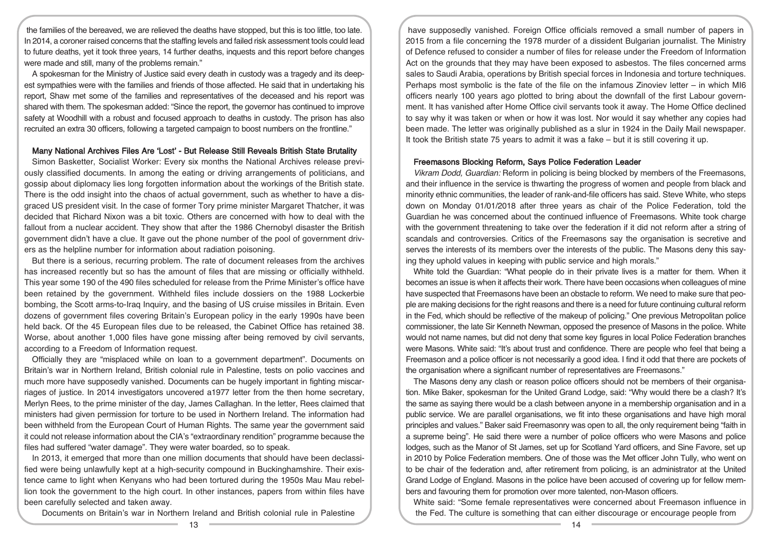the families of the bereaved, we are relieved the deaths have stopped, but this is too little, too late. In 2014, a coroner raised concerns that the staffing levels and failed risk assessment tools could lead to future deaths, yet it took three years, 14 further deaths, inquests and this report before changes were made and still, many of the problems remain."

A spokesman for the Ministry of Justice said every death in custody was a tragedy and its deepest sympathies were with the families and friends of those affected. He said that in undertaking his report, Shaw met some of the families and representatives of the deceased and his report was shared with them. The spokesman added: "Since the report, the governor has continued to improve safety at Woodhill with a robust and focused approach to deaths in custody. The prison has also recruited an extra 30 officers, following a targeted campaign to boost numbers on the frontline."

### Many National Archives Files Are 'Lost' - But Release Still Reveals British State Brutality

Simon Basketter, Socialist Worker: Every six months the National Archives release previously classified documents. In among the eating or driving arrangements of politicians, and gossip about diplomacy lies long forgotten information about the workings of the British state. There is the odd insight into the chaos of actual government, such as whether to have a disgraced US president visit. In the case of former Tory prime minister Margaret Thatcher, it was decided that Richard Nixon was a bit toxic. Others are concerned with how to deal with the fallout from a nuclear accident. They show that after the 1986 Chernobyl disaster the British government didn't have a clue. It gave out the phone number of the pool of government drivers as the helpline number for information about radiation poisoning.

But there is a serious, recurring problem. The rate of document releases from the archives has increased recently but so has the amount of files that are missing or officially withheld. This year some 190 of the 490 files scheduled for release from the Prime Minister's office have been retained by the government. Withheld files include dossiers on the 1988 Lockerbie bombing, the Scott arms-to-Iraq Inquiry, and the basing of US cruise missiles in Britain. Even dozens of government files covering Britain's European policy in the early 1990s have been held back. Of the 45 European files due to be released, the Cabinet Office has retained 38. Worse, about another 1,000 files have gone missing after being removed by civil servants, according to a Freedom of Information request.

Officially they are "misplaced while on loan to a government department". Documents on Britain's war in Northern Ireland, British colonial rule in Palestine, tests on polio vaccines and much more have supposedly vanished. Documents can be hugely important in fighting miscarriages of justice. In 2014 investigators uncovered a1977 letter from the then home secretary, Merlyn Rees, to the prime minister of the day, James Callaghan. In the letter, Rees claimed that ministers had given permission for torture to be used in Northern Ireland. The information had been withheld from the European Court of Human Rights. The same year the government said it could not release information about the CIA's "extraordinary rendition" programme because the files had suffered "water damage". They were water boarded, so to speak.

In 2013, it emerged that more than one million documents that should have been declassified were being unlawfully kept at a high-security compound in Buckinghamshire. Their existence came to light when Kenyans who had been tortured during the 1950s Mau Mau rebellion took the government to the high court. In other instances, papers from within files have been carefully selected and taken away.

Documents on Britain's war in Northern Ireland and British colonial rule in Palestine have supposedly vanished. Foreign Office officials removed a small number of papers in 2015 from a file concerning the 1978 murder of a dissident Bulgarian journalist. The Ministry of Defence refused to consider a number of files for release under the Freedom of Information Act on the grounds that they may have been exposed to asbestos. The files concerned arms sales to Saudi Arabia, operations by British special forces in Indonesia and torture techniques. Perhaps most symbolic is the fate of the file on the infamous Zinoviev letter – in which MI6 officers nearly 100 years ago plotted to bring about the downfall of the first Labour government. It has vanished after Home Office civil servants took it away. The Home Office declined to say why it was taken or when or how it was lost. Nor would it say whether any copies had been made. The letter was originally published as a slur in 1924 in the Daily Mail newspaper. It took the British state 75 years to admit it was a fake – but it is still covering it up.

### Freemasons Blocking Reform, Says Police Federation Leader

*Vikram Dodd, Guardian:* Reform in policing is being blocked by members of the Freemasons, and their influence in the service is thwarting the progress of women and people from black and minority ethnic communities, the leader of rank-and-file officers has said. Steve White, who steps down on Monday 01/01/2018 after three years as chair of the Police Federation, told the Guardian he was concerned about the continued influence of Freemasons. White took charge with the government threatening to take over the federation if it did not reform after a string of scandals and controversies. Critics of the Freemasons say the organisation is secretive and serves the interests of its members over the interests of the public. The Masons deny this saying they uphold values in keeping with public service and high morals."

White told the Guardian: "What people do in their private lives is a matter for them. When it becomes an issue is when it affects their work. There have been occasions when colleagues of mine have suspected that Freemasons have been an obstacle to reform. We need to make sure that people are making decisions for the right reasons and there is a need for future continuing cultural reform in the Fed, which should be reflective of the makeup of policing." One previous Metropolitan police commissioner, the late Sir Kenneth Newman, opposed the presence of Masons in the police. White would not name names, but did not deny that some key figures in local Police Federation branches were Masons. White said: "It's about trust and confidence. There are people who feel that being a Freemason and a police officer is not necessarily a good idea. I find it odd that there are pockets of the organisation where a significant number of representatives are Freemasons."

The Masons deny any clash or reason police officers should not be members of their organisation. Mike Baker, spokesman for the United Grand Lodge, said: "Why would there be a clash? It's the same as saying there would be a clash between anyone in a membership organisation and in a public service. We are parallel organisations, we fit into these organisations and have high moral principles and values." Baker said Freemasonry was open to all, the only requirement being "faith in a supreme being". He said there were a number of police officers who were Masons and police lodges, such as the Manor of St James, set up for Scotland Yard officers, and Sine Favore, set up in 2010 by Police Federation members. One of those was the Met officer John Tully, who went on to be chair of the federation and, after retirement from policing, is an administrator at the United Grand Lodge of England. Masons in the police have been accused of covering up for fellow members and favouring them for promotion over more talented, non-Mason officers.

White said: "Some female representatives were concerned about Freemason influence in the Fed. The culture is something that can either discourage or encourage people from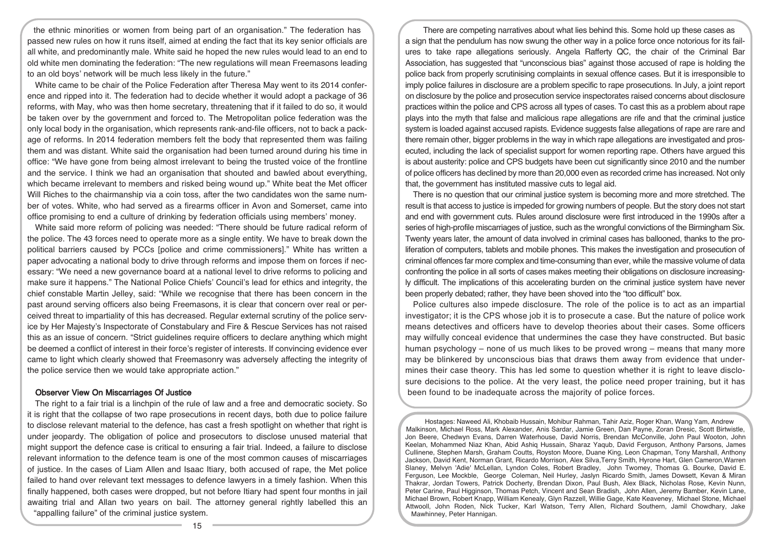the ethnic minorities or women from being part of an organisation." The federation has passed new rules on how it runs itself, aimed at ending the fact that its key senior officials are all white, and predominantly male. White said he hoped the new rules would lead to an end to old white men dominating the federation: "The new regulations will mean Freemasons leading to an old boys' network will be much less likely in the future."

White came to be chair of the Police Federation after Theresa May went to its 2014 conference and ripped into it. The federation had to decide whether it would adopt a package of 36 reforms, with May, who was then home secretary, threatening that if it failed to do so, it would be taken over by the government and forced to. The Metropolitan police federation was the only local body in the organisation, which represents rank-and-file officers, not to back a package of reforms. In 2014 federation members felt the body that represented them was failing them and was distant. White said the organisation had been turned around during his time in office: "We have gone from being almost irrelevant to being the trusted voice of the frontline and the service. I think we had an organisation that shouted and bawled about everything, which became irrelevant to members and risked being wound up." White beat the Met officer Will Riches to the chairmanship via a coin toss, after the two candidates won the same number of votes. White, who had served as a firearms officer in Avon and Somerset, came into office promising to end a culture of drinking by federation officials using members' money.

White said more reform of policing was needed: "There should be future radical reform of the police. The 43 forces need to operate more as a single entity. We have to break down the political barriers caused by PCCs [police and crime commissioners]." White has written a paper advocating a national body to drive through reforms and impose them on forces if necessary: "We need a new governance board at a national level to drive reforms to policing and make sure it happens." The National Police Chiefs' Council's lead for ethics and integrity, the chief constable Martin Jelley, said: "While we recognise that there has been concern in the past around serving officers also being Freemasons, it is clear that concern over real or perceived threat to impartiality of this has decreased. Regular external scrutiny of the police service by Her Majesty's Inspectorate of Constabulary and Fire & Rescue Services has not raised this as an issue of concern. "Strict guidelines require officers to declare anything which might be deemed a conflict of interest in their force's register of interests. If convincing evidence ever came to light which clearly showed that Freemasonry was adversely affecting the integrity of the police service then we would take appropriate action."

### Observer View On Miscarriages Of Justice

The right to a fair trial is a linchpin of the rule of law and a free and democratic society. So it is right that the collapse of two rape prosecutions in recent days, both due to police failure to disclose relevant material to the defence, has cast a fresh spotlight on whether that right is under jeopardy. The obligation of police and prosecutors to disclose unused material that might support the defence case is critical to ensuring a fair trial. Indeed, a failure to disclose relevant information to the defence team is one of the most common causes of miscarriages of justice. In the cases of Liam Allen and Isaac Itiary, both accused of rape, the Met police failed to hand over relevant text messages to defence lawyers in a timely fashion. When this finally happened, both cases were dropped, but not before Itiary had spent four months in jail awaiting trial and Allan two years on bail. The attorney general rightly labelled this an "appalling failure" of the criminal justice system.

There are competing narratives about what lies behind this. Some hold up these cases as a sign that the pendulum has now swung the other way in a police force once notorious for its failures to take rape allegations seriously. Angela Rafferty QC, the chair of the Criminal Bar Association, has suggested that "unconscious bias" against those accused of rape is holding the police back from properly scrutinising complaints in sexual offence cases. But it is irresponsible to imply police failures in disclosure are a problem specific to rape prosecutions. In July, a joint report on disclosure by the police and prosecution service inspectorates raised concerns about disclosure practices within the police and CPS across all types of cases. To cast this as a problem about rape plays into the myth that false and malicious rape allegations are rife and that the criminal justice system is loaded against accused rapists. Evidence suggests false allegations of rape are rare and there remain other, bigger problems in the way in which rape allegations are investigated and prosecuted, including the lack of specialist support for women reporting rape. Others have argued this is about austerity: police and CPS budgets have been cut significantly since 2010 and the number of police officers has declined by more than 20,000 even as recorded crime has increased. Not only that, the government has instituted massive cuts to legal aid.

There is no question that our criminal justice system is becoming more and more stretched. The result is that access to justice is impeded for growing numbers of people. But the story does not start and end with government cuts. Rules around disclosure were first introduced in the 1990s after a series of high-profile miscarriages of justice, such as the wrongful convictions of the Birmingham Six. Twenty years later, the amount of data involved in criminal cases has ballooned, thanks to the proliferation of computers, tablets and mobile phones. This makes the investigation and prosecution of criminal offences far more complex and time-consuming than ever, while the massive volume of data confronting the police in all sorts of cases makes meeting their obligations on disclosure increasingly difficult. The implications of this accelerating burden on the criminal justice system have never been properly debated; rather, they have been shoved into the "too difficult" box.

Police cultures also impede disclosure. The role of the police is to act as an impartial investigator; it is the CPS whose job it is to prosecute a case. But the nature of police work means detectives and officers have to develop theories about their cases. Some officers may wilfully conceal evidence that undermines the case they have constructed. But basic human psychology – none of us much likes to be proved wrong – means that many more may be blinkered by unconscious bias that draws them away from evidence that undermines their case theory. This has led some to question whether it is right to leave disclosure decisions to the police. At the very least, the police need proper training, but it has been found to be inadequate across the majority of police forces.

Hostages: Naweed Ali, Khobaib Hussain, Mohibur Rahman, Tahir Aziz, Roger Khan, Wang Yam, Andrew Malkinson, Michael Ross, Mark Alexander, Anis Sardar, Jamie Green, Dan Payne, Zoran Dresic, Scott Birtwistle, Jon Beere, Chedwyn Evans, Darren Waterhouse, David Norris, Brendan McConville, John Paul Wooton, John Keelan, Mohammed Niaz Khan, Abid Ashiq Hussain, Sharaz Yaqub, David Ferguson, Anthony Parsons, James Cullinene, Stephen Marsh, Graham Coutts, Royston Moore, Duane King, Leon Chapman, Tony Marshall, Anthony Jackson, David Kent, Norman Grant, Ricardo Morrison, Alex Silva,Terry Smith, Hyrone Hart, Glen Cameron,Warren Slaney, Melvyn 'Adie' McLellan, Lyndon Coles, Robert Bradley, John Twomey, Thomas G. Bourke, David E. Ferguson, Lee Mockble, George Coleman, Neil Hurley, Jaslyn Ricardo Smith, James Dowsett, Kevan & Miran Thakrar, Jordan Towers, Patrick Docherty, Brendan Dixon, Paul Bush, Alex Black, Nicholas Rose, Kevin Nunn, Peter Carine, Paul Higginson, Thomas Petch, Vincent and Sean Bradish, John Allen, Jeremy Bamber, Kevin Lane, Michael Brown, Robert Knapp, William Kenealy, Glyn Razzell, Willie Gage, Kate Keaveney, Michael Stone, Michael Attwooll, John Roden, Nick Tucker, Karl Watson, Terry Allen, Richard Southern, Jamil Chowdhary, Jake Mawhinney, Peter Hannigan.